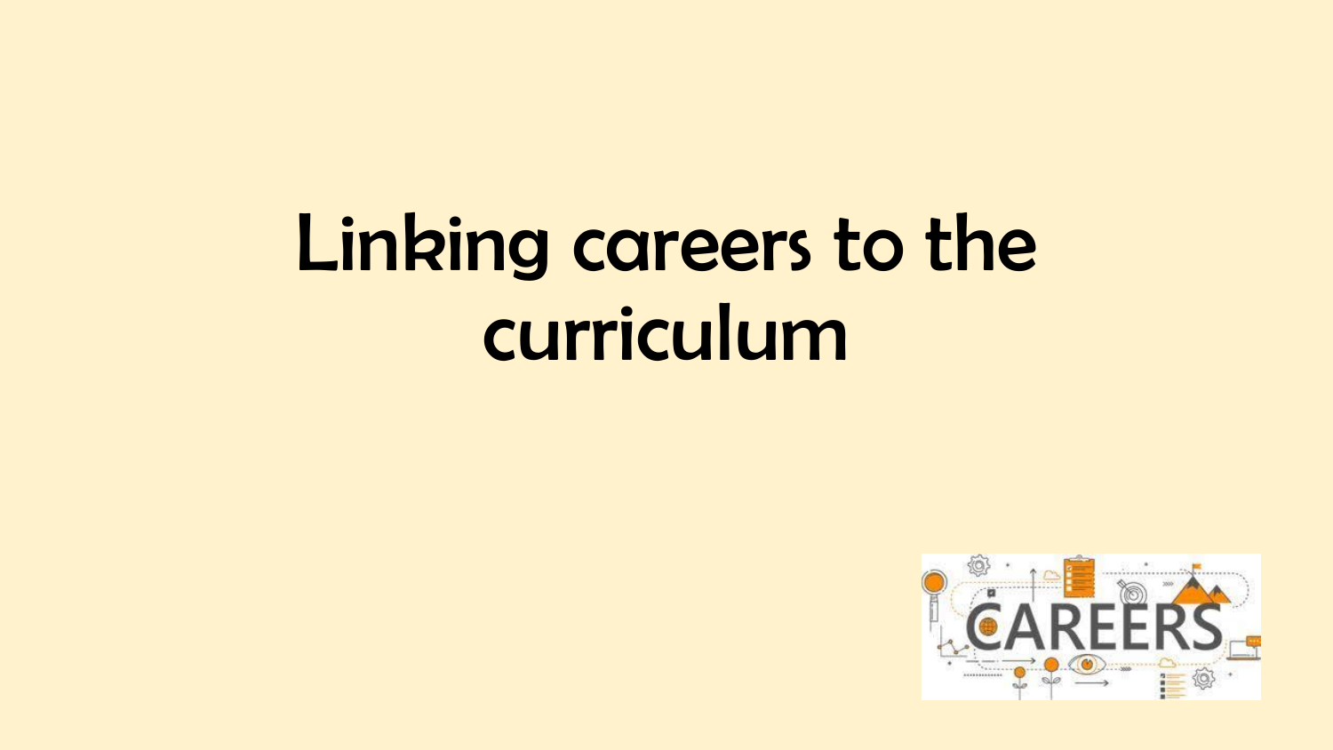# Linking careers to the curriculum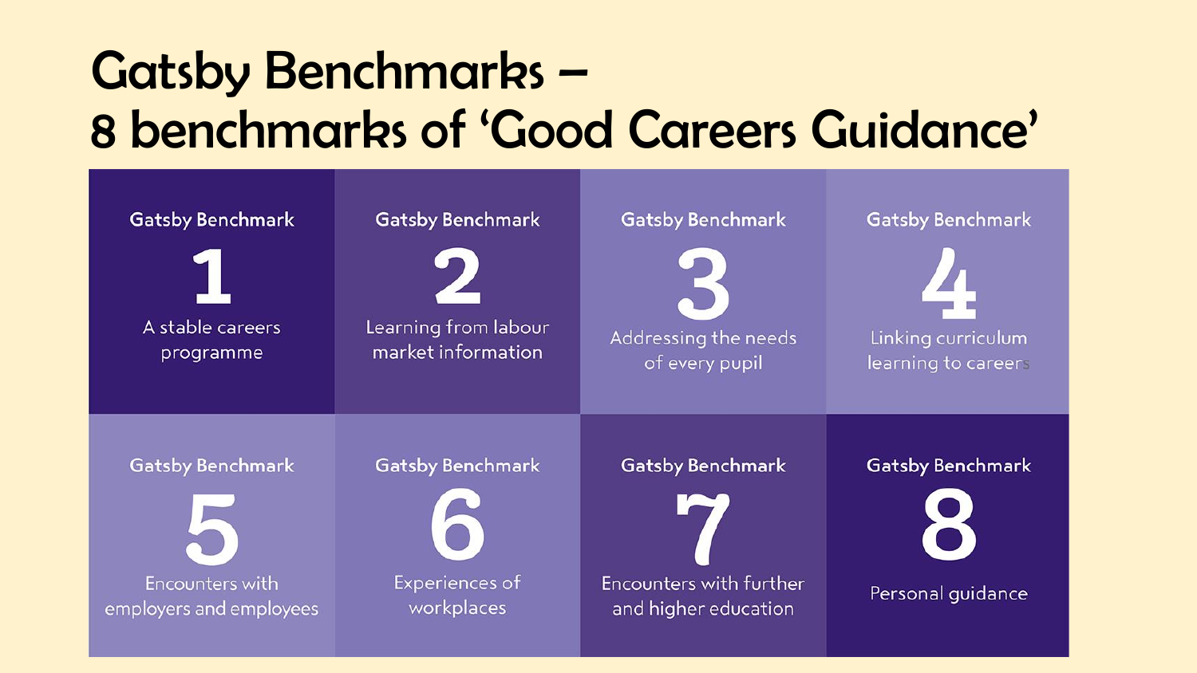# Gatsby Benchmarks –
# 8 benchmarks of 'Good Careers Guidance'

| Gatsby Benchmark 1 | Gatsby Benchmark 2 | Gatsby Benchmark 3 | Gatsby Benchmark 4 |
|---|---|---|---|
| A stable careers programme | Learning from labour market information | Addressing the needs of every pupil | Linking curriculum learning to careers |
| **Gatsby Benchmark 5** | **Gatsby Benchmark 6** | **Gatsby Benchmark 7** | **Gatsby Benchmark 8** |
| Encounters with employers and employees | Experiences of workplaces | Encounters with further and higher education | Personal guidance |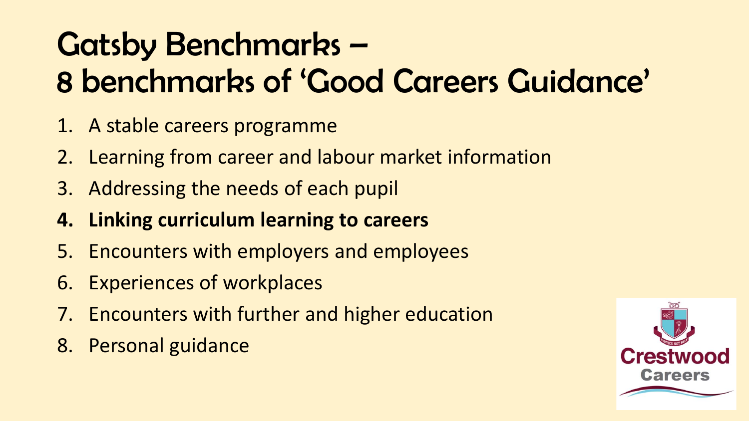# Gatsby Benchmarks – 8 benchmarks of 'Good Careers Guidance'

1. A stable careers programme
2. Learning from career and labour market information
3. Addressing the needs of each pupil
4. **Linking curriculum learning to careers**
5. Encounters with employers and employees
6. Experiences of workplaces
7. Encounters with further and higher education
8. Personal guidance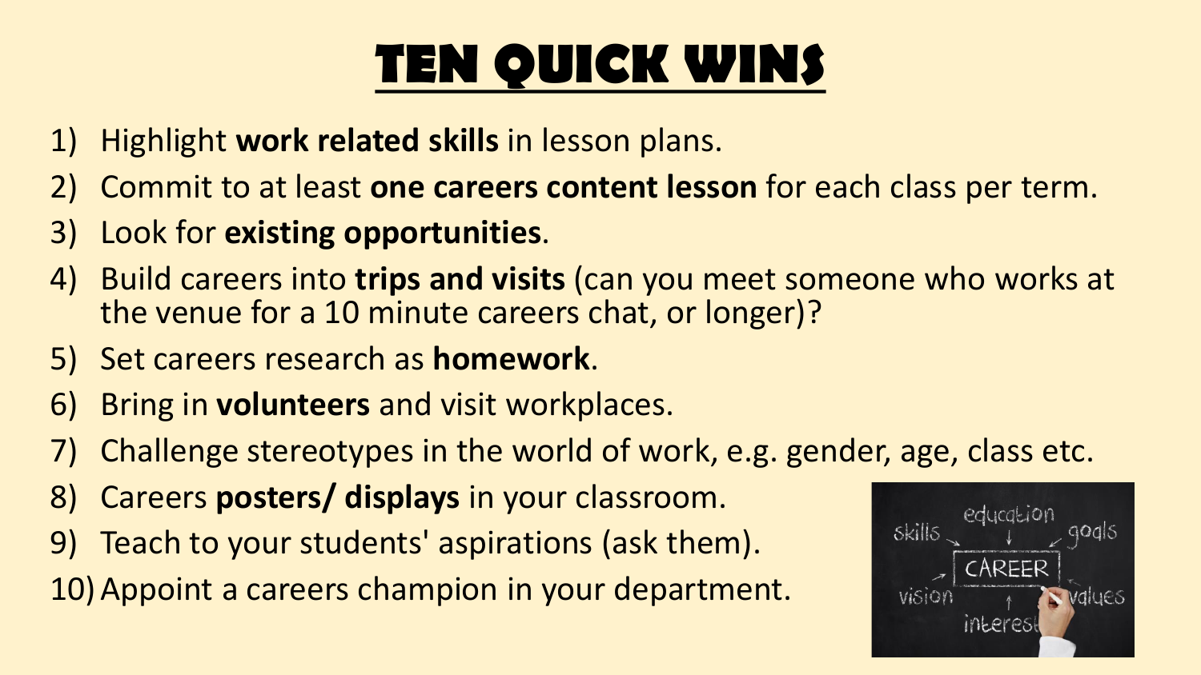# TEN QUICK WINS

1) Highlight **work related skills** in lesson plans.
2) Commit to at least **one careers content lesson** for each class per term.
3) Look for **existing opportunities**.
4) Build careers into **trips and visits** (can you meet someone who works at the venue for a 10 minute careers chat, or longer)?
5) Set careers research as **homework**.
6) Bring in **volunteers** and visit workplaces.
7) Challenge stereotypes in the world of work, e.g. gender, age, class etc.
8) Careers **posters/ displays** in your classroom.
9) Teach to your students' aspirations (ask them).
10) Appoint a careers champion in your department.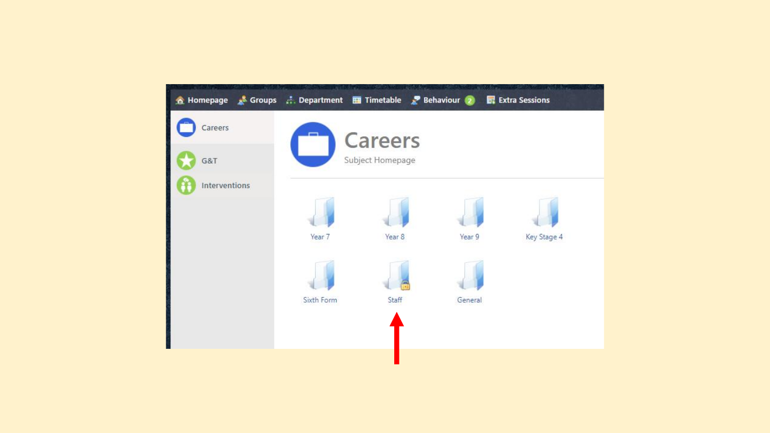Homepage | Groups | Department | Timetable | Behaviour 2 | Extra Sessions

Careers

G&T

Interventions

# Careers

Subject Homepage

Year 7

Year 8

Year 9

Key Stage 4

Sixth Form

Staff

General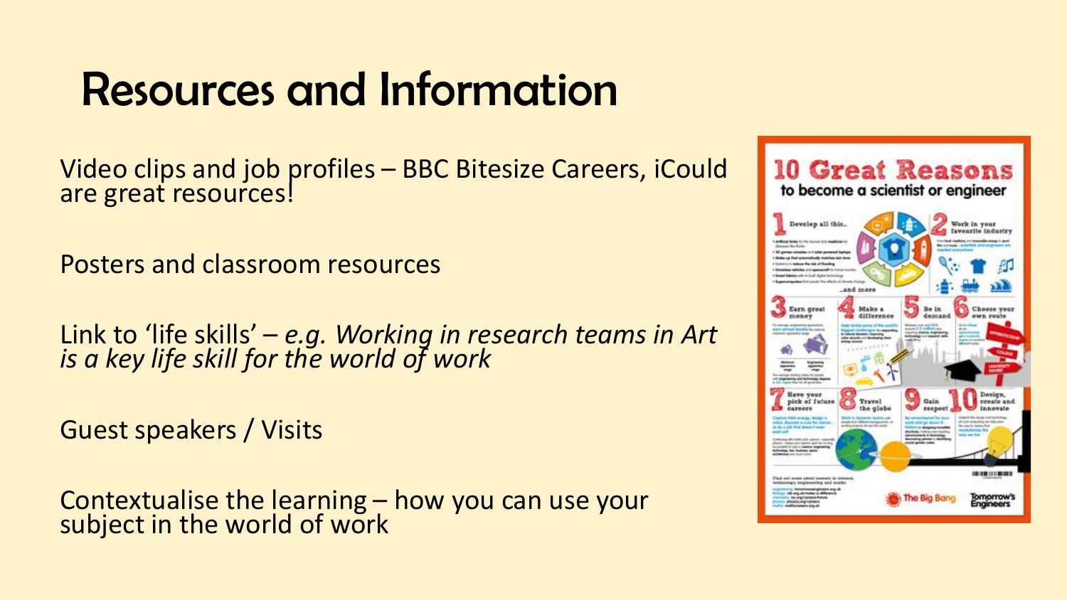# Resources and Information

Video clips and job profiles – BBC Bitesize Careers, iCould are great resources!

Posters and classroom resources

Link to 'life skills' – *e.g. Working in research teams in Art is a key life skill for the world of work*

Guest speakers / Visits

Contextualise the learning – how you can use your subject in the world of work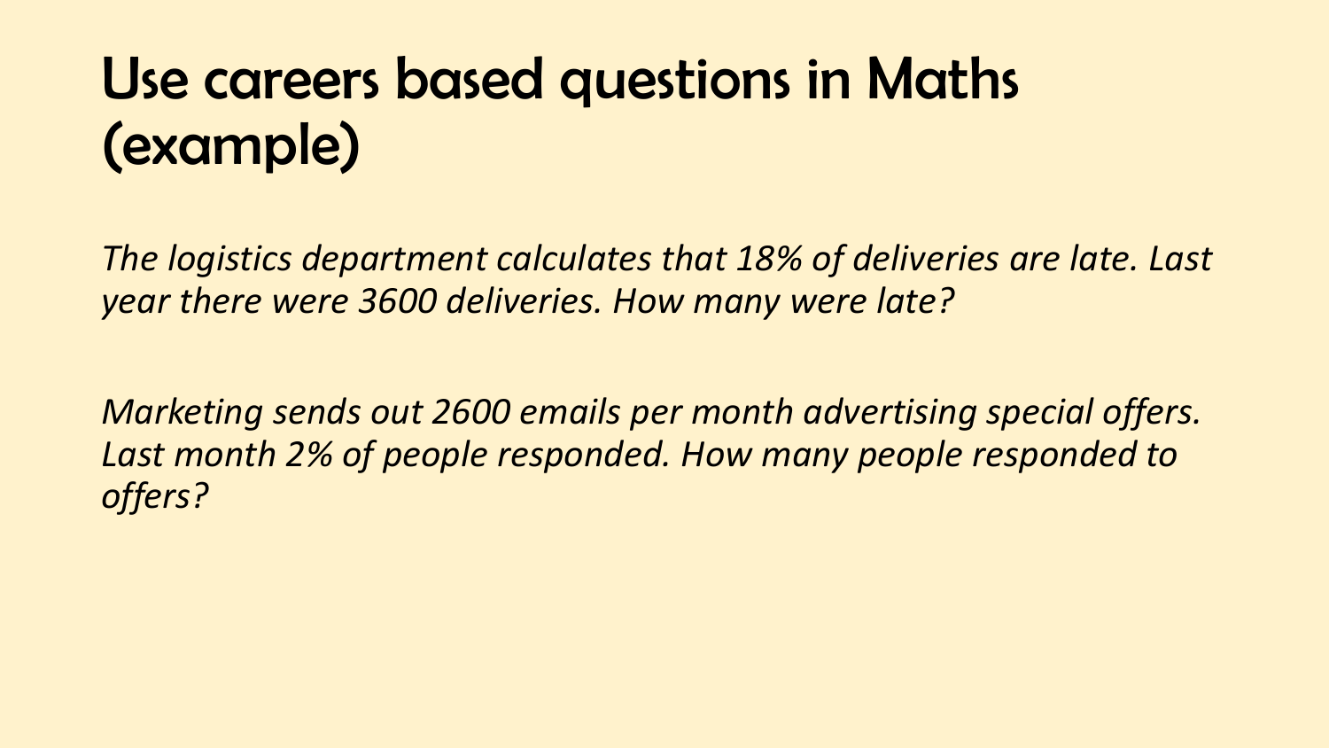# Use careers based questions in Maths (example)

*The logistics department calculates that 18% of deliveries are late. Last year there were 3600 deliveries. How many were late?*

*Marketing sends out 2600 emails per month advertising special offers. Last month 2% of people responded. How many people responded to offers?*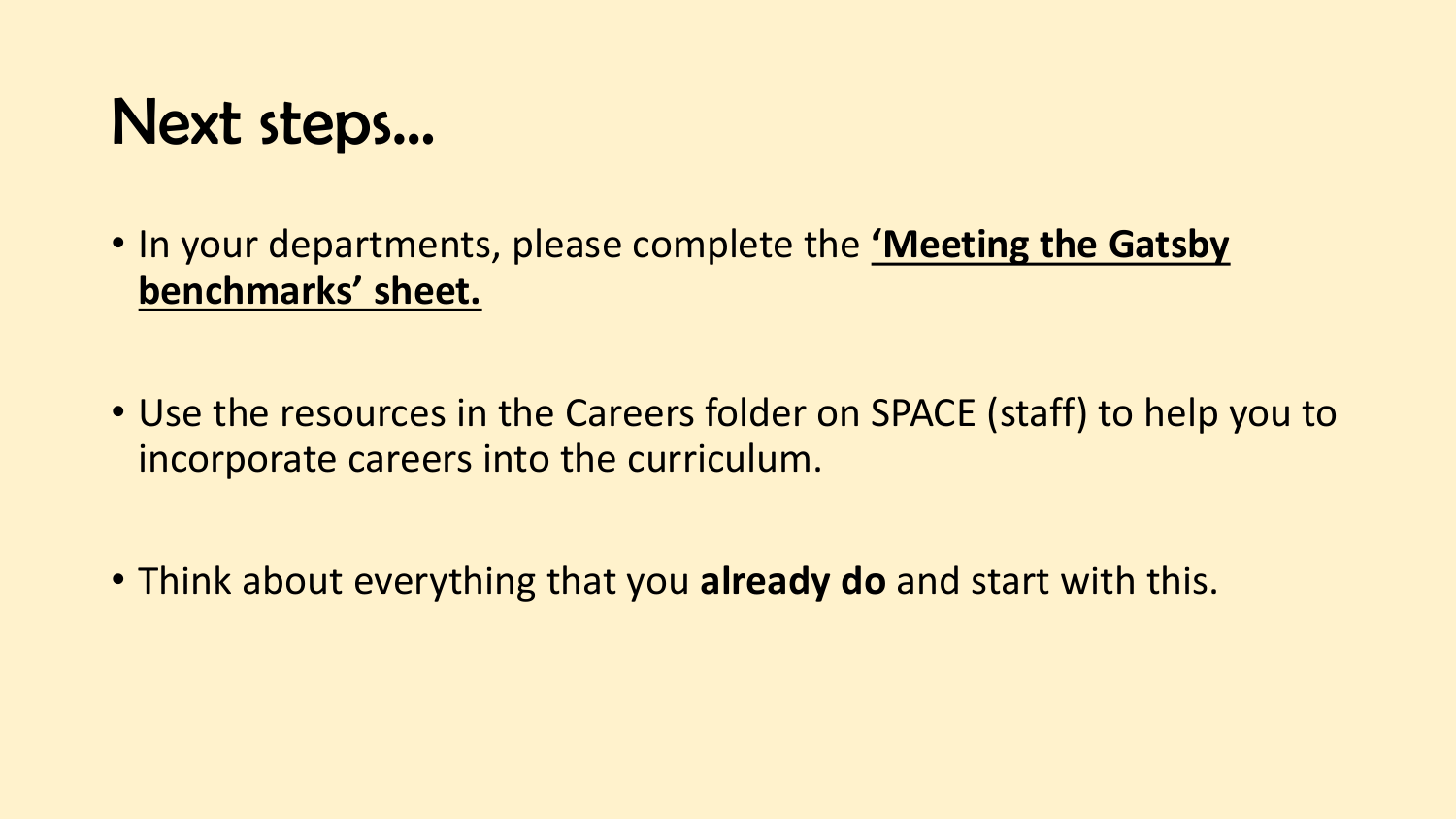# Next steps…

- In your departments, please complete the **'Meeting the Gatsby benchmarks' sheet.**

- Use the resources in the Careers folder on SPACE (staff) to help you to incorporate careers into the curriculum.

- Think about everything that you **already do** and start with this.